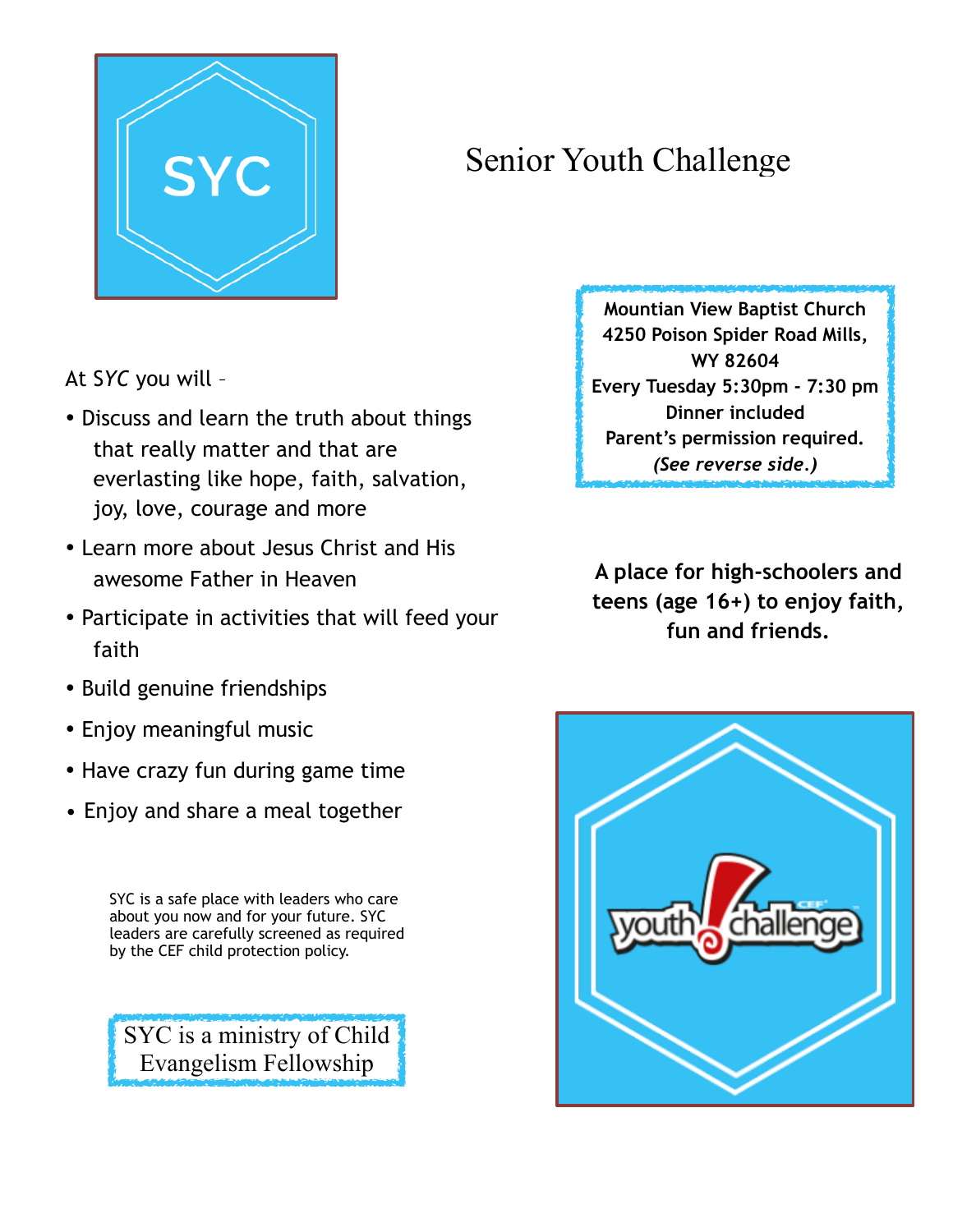SYC

# Senior Youth Challenge

**Mountian View Baptist Church**
**4250 Poison Spider Road Mills, WY 82604**
**Every Tuesday 5:30pm - 7:30 pm**
**Dinner included**
**Parent's permission required.**
***(See reverse side.)***

At *SYC* you will –

- Discuss and learn the truth about things that really matter and that are everlasting like hope, faith, salvation, joy, love, courage and more
- Learn more about Jesus Christ and His awesome Father in Heaven
- Participate in activities that will feed your faith
- Build genuine friendships
- Enjoy meaningful music
- Have crazy fun during game time
- Enjoy and share a meal together

**A place for high-schoolers and teens (age 16+) to enjoy faith, fun and friends.**

SYC is a safe place with leaders who care about you now and for your future. SYC leaders are carefully screened as required by the CEF child protection policy.

SYC is a ministry of Child Evangelism Fellowship

youth ! challenge CEF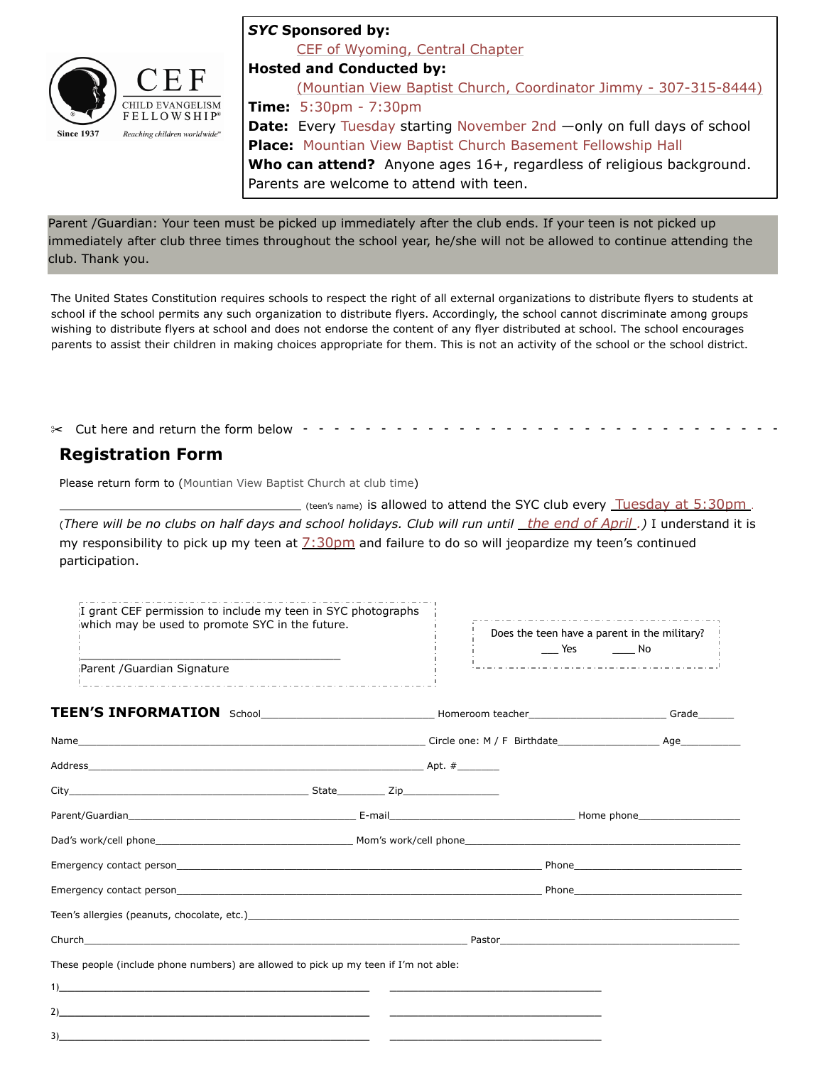CEF CHILD EVANGELISM FELLOWSHIP® Since 1937 Reaching children worldwide™

***SYC* Sponsored by:**
CEF of Wyoming, Central Chapter

**Hosted and Conducted by:**
(Mountian View Baptist Church, Coordinator Jimmy - 307-315-8444)

**Time:** 5:30pm - 7:30pm

**Date:** Every Tuesday starting November 2nd —only on full days of school

**Place:** Mountian View Baptist Church Basement Fellowship Hall

**Who can attend?** Anyone ages 16+, regardless of religious background. Parents are welcome to attend with teen.

Parent /Guardian: Your teen must be picked up immediately after the club ends. If your teen is not picked up immediately after club three times throughout the school year, he/she will not be allowed to continue attending the club. Thank you.

The United States Constitution requires schools to respect the right of all external organizations to distribute flyers to students at school if the school permits any such organization to distribute flyers. Accordingly, the school cannot discriminate among groups wishing to distribute flyers at school and does not endorse the content of any flyer distributed at school. The school encourages parents to assist their children in making choices appropriate for them. This is not an activity of the school or the school district.

✂ Cut here and return the form below - - - - - - - - - - - - - - - - - - - - - - - - - - - - - - - - - - - -

## Registration Form

Please return form to (Mountian View Baptist Church at club time)

_________________________________ (teen's name) is allowed to attend the SYC club every Tuesday at 5:30pm. (*There will be no clubs on half days and school holidays. Club will run until the end of April.*) I understand it is my responsibility to pick up my teen at 7:30pm and failure to do so will jeopardize my teen's continued participation.

I grant CEF permission to include my teen in SYC photographs which may be used to promote SYC in the future.

_______________________________________
Parent /Guardian Signature

Does the teen have a parent in the military?
___ Yes ____ No

**TEEN'S INFORMATION** School_____________________________ Homeroom teacher________________________ Grade______

Name____________________________________________________________ Circle one: M / F Birthdate_________________ Age__________

Address____________________________________________________________ Apt. #_______

City__________________________________________ State________ Zip________________

Parent/Guardian________________________________________ E-mail________________________________ Home phone_________________

Dad's work/cell phone__________________________________ Mom's work/cell phone______________________________________________

Emergency contact person_________________________________________________________________ Phone_____________________________

Emergency contact person_________________________________________________________________ Phone_____________________________

Teen's allergies (peanuts, chocolate, etc.)__________________________________________________________________________________

Church_____________________________________________________________________ Pastor__________________________________________

These people (include phone numbers) are allowed to pick up my teen if I'm not able:

1)_____________________________________________ _________________________________

2)_____________________________________________ _________________________________

3)_____________________________________________ _________________________________